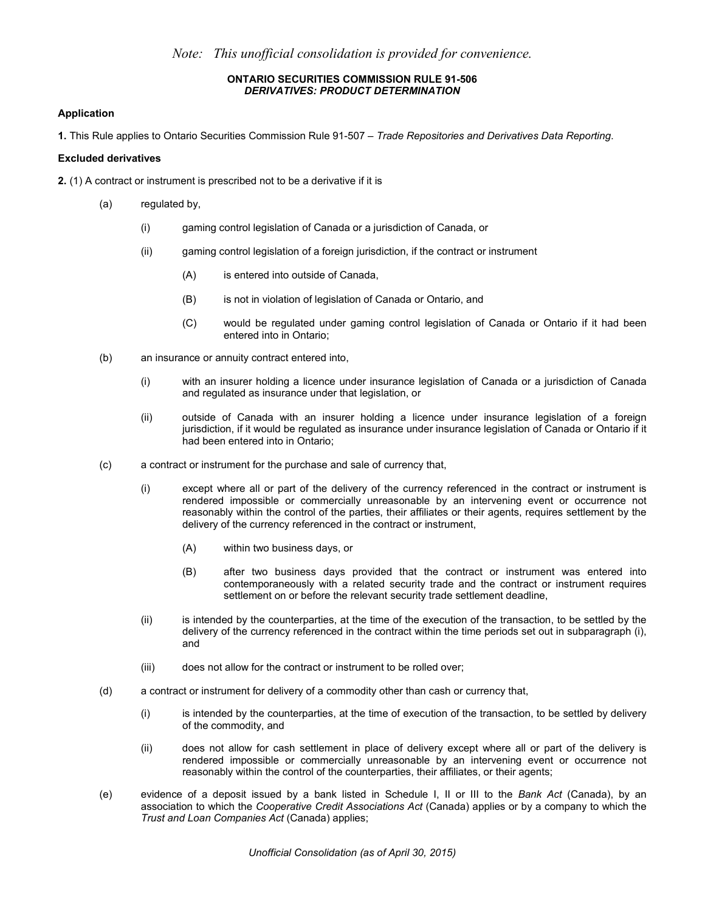*Note: This unofficial consolidation is provided for convenience.*

**ONTARIO SECURITIES COMMISSION RULE 91-506**
***DERIVATIVES: PRODUCT DETERMINATION***

**Application**

**1.** This Rule applies to Ontario Securities Commission Rule 91-507 – *Trade Repositories and Derivatives Data Reporting*.

**Excluded derivatives**

**2.** (1) A contract or instrument is prescribed not to be a derivative if it is

(a) regulated by,

(i) gaming control legislation of Canada or a jurisdiction of Canada, or

(ii) gaming control legislation of a foreign jurisdiction, if the contract or instrument

(A) is entered into outside of Canada,

(B) is not in violation of legislation of Canada or Ontario, and

(C) would be regulated under gaming control legislation of Canada or Ontario if it had been entered into in Ontario;

(b) an insurance or annuity contract entered into,

(i) with an insurer holding a licence under insurance legislation of Canada or a jurisdiction of Canada and regulated as insurance under that legislation, or

(ii) outside of Canada with an insurer holding a licence under insurance legislation of a foreign jurisdiction, if it would be regulated as insurance under insurance legislation of Canada or Ontario if it had been entered into in Ontario;

(c) a contract or instrument for the purchase and sale of currency that,

(i) except where all or part of the delivery of the currency referenced in the contract or instrument is rendered impossible or commercially unreasonable by an intervening event or occurrence not reasonably within the control of the parties, their affiliates or their agents, requires settlement by the delivery of the currency referenced in the contract or instrument,

(A) within two business days, or

(B) after two business days provided that the contract or instrument was entered into contemporaneously with a related security trade and the contract or instrument requires settlement on or before the relevant security trade settlement deadline,

(ii) is intended by the counterparties, at the time of the execution of the transaction, to be settled by the delivery of the currency referenced in the contract within the time periods set out in subparagraph (i), and

(iii) does not allow for the contract or instrument to be rolled over;

(d) a contract or instrument for delivery of a commodity other than cash or currency that,

(i) is intended by the counterparties, at the time of execution of the transaction, to be settled by delivery of the commodity, and

(ii) does not allow for cash settlement in place of delivery except where all or part of the delivery is rendered impossible or commercially unreasonable by an intervening event or occurrence not reasonably within the control of the counterparties, their affiliates, or their agents;

(e) evidence of a deposit issued by a bank listed in Schedule I, II or III to the *Bank Act* (Canada), by an association to which the *Cooperative Credit Associations Act* (Canada) applies or by a company to which the *Trust and Loan Companies Act* (Canada) applies;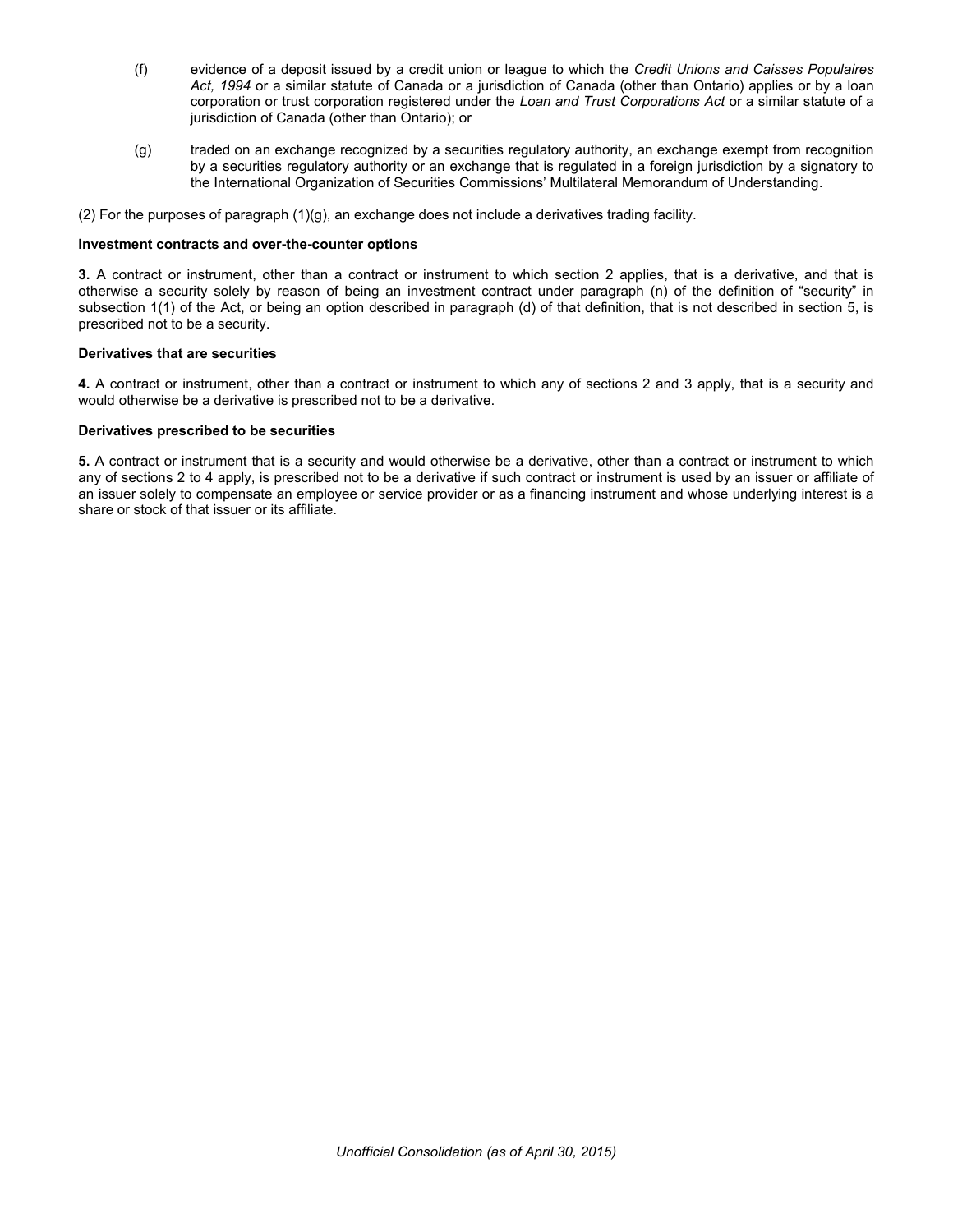(f) evidence of a deposit issued by a credit union or league to which the *Credit Unions and Caisses Populaires Act, 1994* or a similar statute of Canada or a jurisdiction of Canada (other than Ontario) applies or by a loan corporation or trust corporation registered under the *Loan and Trust Corporations Act* or a similar statute of a jurisdiction of Canada (other than Ontario); or

(g) traded on an exchange recognized by a securities regulatory authority, an exchange exempt from recognition by a securities regulatory authority or an exchange that is regulated in a foreign jurisdiction by a signatory to the International Organization of Securities Commissions' Multilateral Memorandum of Understanding.

(2) For the purposes of paragraph (1)(g), an exchange does not include a derivatives trading facility.

**Investment contracts and over-the-counter options**

**3.** A contract or instrument, other than a contract or instrument to which section 2 applies, that is a derivative, and that is otherwise a security solely by reason of being an investment contract under paragraph (n) of the definition of "security" in subsection 1(1) of the Act, or being an option described in paragraph (d) of that definition, that is not described in section 5, is prescribed not to be a security.

**Derivatives that are securities**

**4.** A contract or instrument, other than a contract or instrument to which any of sections 2 and 3 apply, that is a security and would otherwise be a derivative is prescribed not to be a derivative.

**Derivatives prescribed to be securities**

**5.** A contract or instrument that is a security and would otherwise be a derivative, other than a contract or instrument to which any of sections 2 to 4 apply, is prescribed not to be a derivative if such contract or instrument is used by an issuer or affiliate of an issuer solely to compensate an employee or service provider or as a financing instrument and whose underlying interest is a share or stock of that issuer or its affiliate.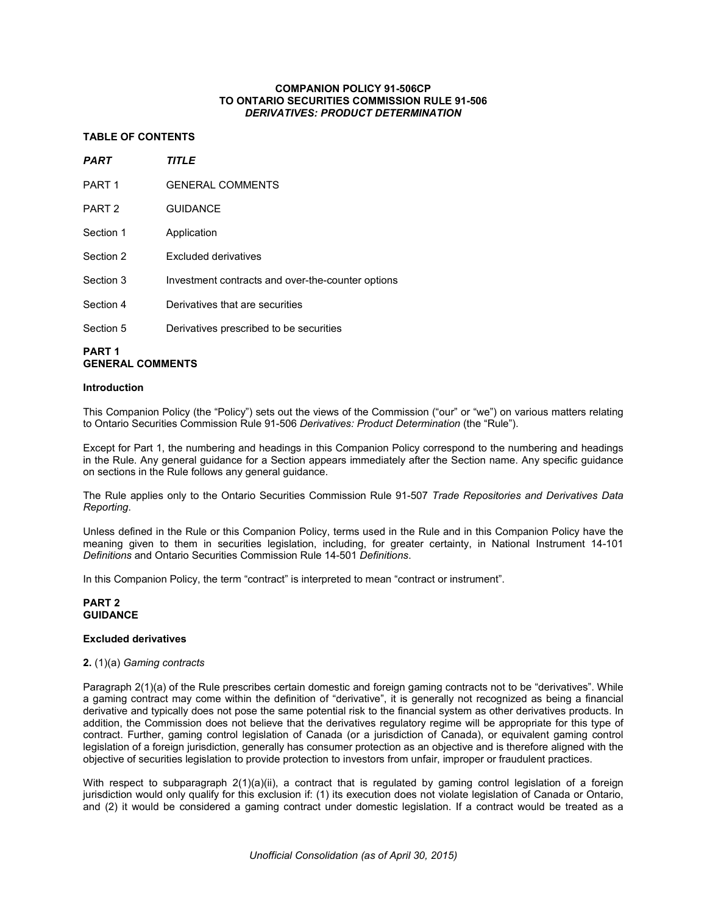**COMPANION POLICY 91-506CP**
**TO ONTARIO SECURITIES COMMISSION RULE 91-506**
***DERIVATIVES: PRODUCT DETERMINATION***

**TABLE OF CONTENTS**

| *PART* | *TITLE* |
|---|---|
| PART 1 | GENERAL COMMENTS |
| PART 2 | GUIDANCE |
| Section 1 | Application |
| Section 2 | Excluded derivatives |
| Section 3 | Investment contracts and over-the-counter options |
| Section 4 | Derivatives that are securities |
| Section 5 | Derivatives prescribed to be securities |

## PART 1
## GENERAL COMMENTS

**Introduction**

This Companion Policy (the "Policy") sets out the views of the Commission ("our" or "we") on various matters relating to Ontario Securities Commission Rule 91-506 *Derivatives: Product Determination* (the "Rule").

Except for Part 1, the numbering and headings in this Companion Policy correspond to the numbering and headings in the Rule. Any general guidance for a Section appears immediately after the Section name. Any specific guidance on sections in the Rule follows any general guidance.

The Rule applies only to the Ontario Securities Commission Rule 91-507 *Trade Repositories and Derivatives Data Reporting*.

Unless defined in the Rule or this Companion Policy, terms used in the Rule and in this Companion Policy have the meaning given to them in securities legislation, including, for greater certainty, in National Instrument 14-101 *Definitions* and Ontario Securities Commission Rule 14-501 *Definitions*.

In this Companion Policy, the term "contract" is interpreted to mean "contract or instrument".

## PART 2
## GUIDANCE

**Excluded derivatives**

**2.** (1)(a) *Gaming contracts*

Paragraph 2(1)(a) of the Rule prescribes certain domestic and foreign gaming contracts not to be "derivatives". While a gaming contract may come within the definition of "derivative", it is generally not recognized as being a financial derivative and typically does not pose the same potential risk to the financial system as other derivatives products. In addition, the Commission does not believe that the derivatives regulatory regime will be appropriate for this type of contract. Further, gaming control legislation of Canada (or a jurisdiction of Canada), or equivalent gaming control legislation of a foreign jurisdiction, generally has consumer protection as an objective and is therefore aligned with the objective of securities legislation to provide protection to investors from unfair, improper or fraudulent practices.

With respect to subparagraph 2(1)(a)(ii), a contract that is regulated by gaming control legislation of a foreign jurisdiction would only qualify for this exclusion if: (1) its execution does not violate legislation of Canada or Ontario, and (2) it would be considered a gaming contract under domestic legislation. If a contract would be treated as a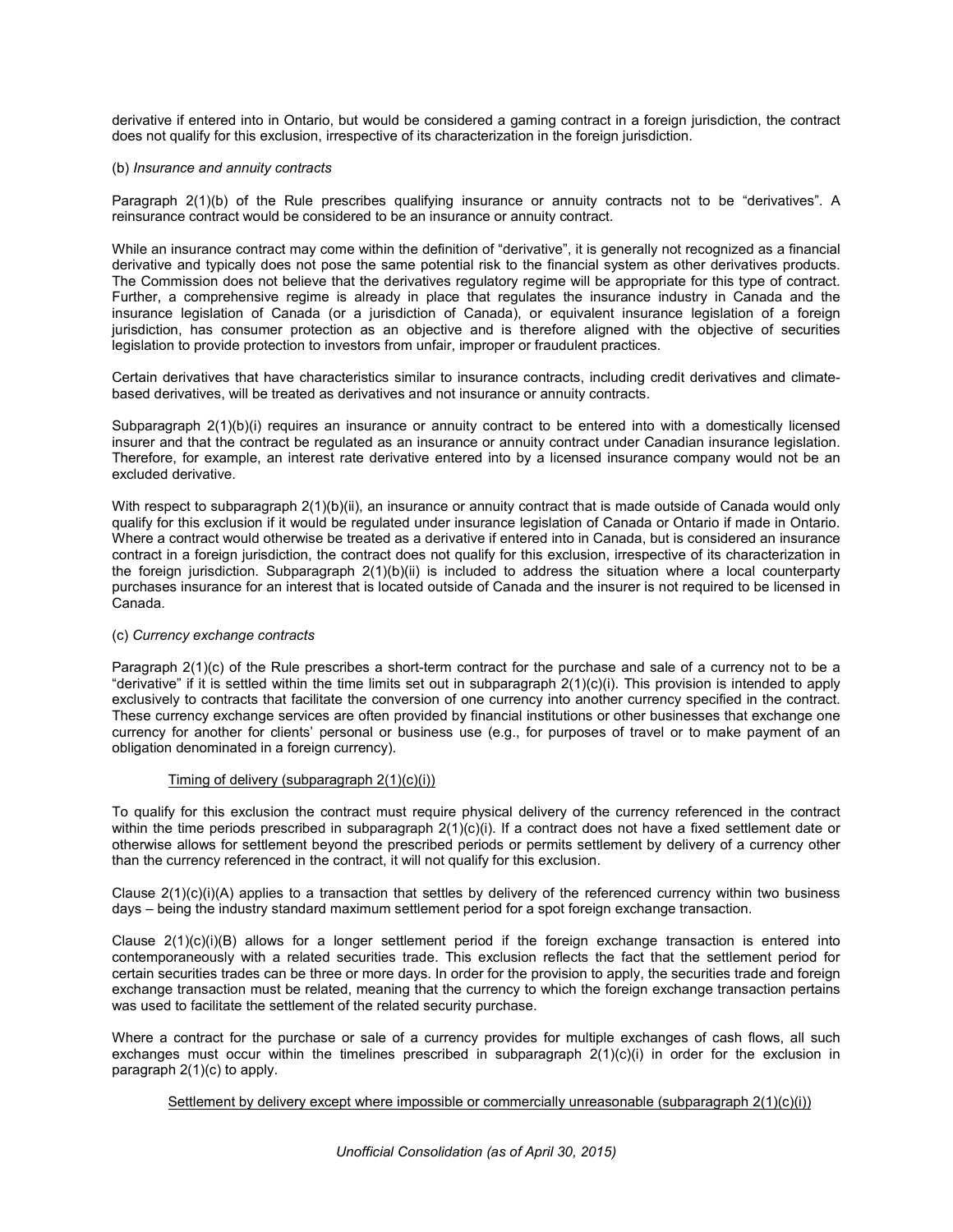derivative if entered into in Ontario, but would be considered a gaming contract in a foreign jurisdiction, the contract does not qualify for this exclusion, irrespective of its characterization in the foreign jurisdiction.

(b) *Insurance and annuity contracts*

Paragraph 2(1)(b) of the Rule prescribes qualifying insurance or annuity contracts not to be "derivatives". A reinsurance contract would be considered to be an insurance or annuity contract.

While an insurance contract may come within the definition of "derivative", it is generally not recognized as a financial derivative and typically does not pose the same potential risk to the financial system as other derivatives products. The Commission does not believe that the derivatives regulatory regime will be appropriate for this type of contract. Further, a comprehensive regime is already in place that regulates the insurance industry in Canada and the insurance legislation of Canada (or a jurisdiction of Canada), or equivalent insurance legislation of a foreign jurisdiction, has consumer protection as an objective and is therefore aligned with the objective of securities legislation to provide protection to investors from unfair, improper or fraudulent practices.

Certain derivatives that have characteristics similar to insurance contracts, including credit derivatives and climate-based derivatives, will be treated as derivatives and not insurance or annuity contracts.

Subparagraph 2(1)(b)(i) requires an insurance or annuity contract to be entered into with a domestically licensed insurer and that the contract be regulated as an insurance or annuity contract under Canadian insurance legislation. Therefore, for example, an interest rate derivative entered into by a licensed insurance company would not be an excluded derivative.

With respect to subparagraph 2(1)(b)(ii), an insurance or annuity contract that is made outside of Canada would only qualify for this exclusion if it would be regulated under insurance legislation of Canada or Ontario if made in Ontario. Where a contract would otherwise be treated as a derivative if entered into in Canada, but is considered an insurance contract in a foreign jurisdiction, the contract does not qualify for this exclusion, irrespective of its characterization in the foreign jurisdiction. Subparagraph 2(1)(b)(ii) is included to address the situation where a local counterparty purchases insurance for an interest that is located outside of Canada and the insurer is not required to be licensed in Canada.

(c) *Currency exchange contracts*

Paragraph 2(1)(c) of the Rule prescribes a short-term contract for the purchase and sale of a currency not to be a "derivative" if it is settled within the time limits set out in subparagraph 2(1)(c)(i). This provision is intended to apply exclusively to contracts that facilitate the conversion of one currency into another currency specified in the contract. These currency exchange services are often provided by financial institutions or other businesses that exchange one currency for another for clients' personal or business use (e.g., for purposes of travel or to make payment of an obligation denominated in a foreign currency).

Timing of delivery (subparagraph 2(1)(c)(i))

To qualify for this exclusion the contract must require physical delivery of the currency referenced in the contract within the time periods prescribed in subparagraph 2(1)(c)(i). If a contract does not have a fixed settlement date or otherwise allows for settlement beyond the prescribed periods or permits settlement by delivery of a currency other than the currency referenced in the contract, it will not qualify for this exclusion.

Clause 2(1)(c)(i)(A) applies to a transaction that settles by delivery of the referenced currency within two business days – being the industry standard maximum settlement period for a spot foreign exchange transaction.

Clause 2(1)(c)(i)(B) allows for a longer settlement period if the foreign exchange transaction is entered into contemporaneously with a related securities trade. This exclusion reflects the fact that the settlement period for certain securities trades can be three or more days. In order for the provision to apply, the securities trade and foreign exchange transaction must be related, meaning that the currency to which the foreign exchange transaction pertains was used to facilitate the settlement of the related security purchase.

Where a contract for the purchase or sale of a currency provides for multiple exchanges of cash flows, all such exchanges must occur within the timelines prescribed in subparagraph 2(1)(c)(i) in order for the exclusion in paragraph 2(1)(c) to apply.

Settlement by delivery except where impossible or commercially unreasonable (subparagraph 2(1)(c)(i))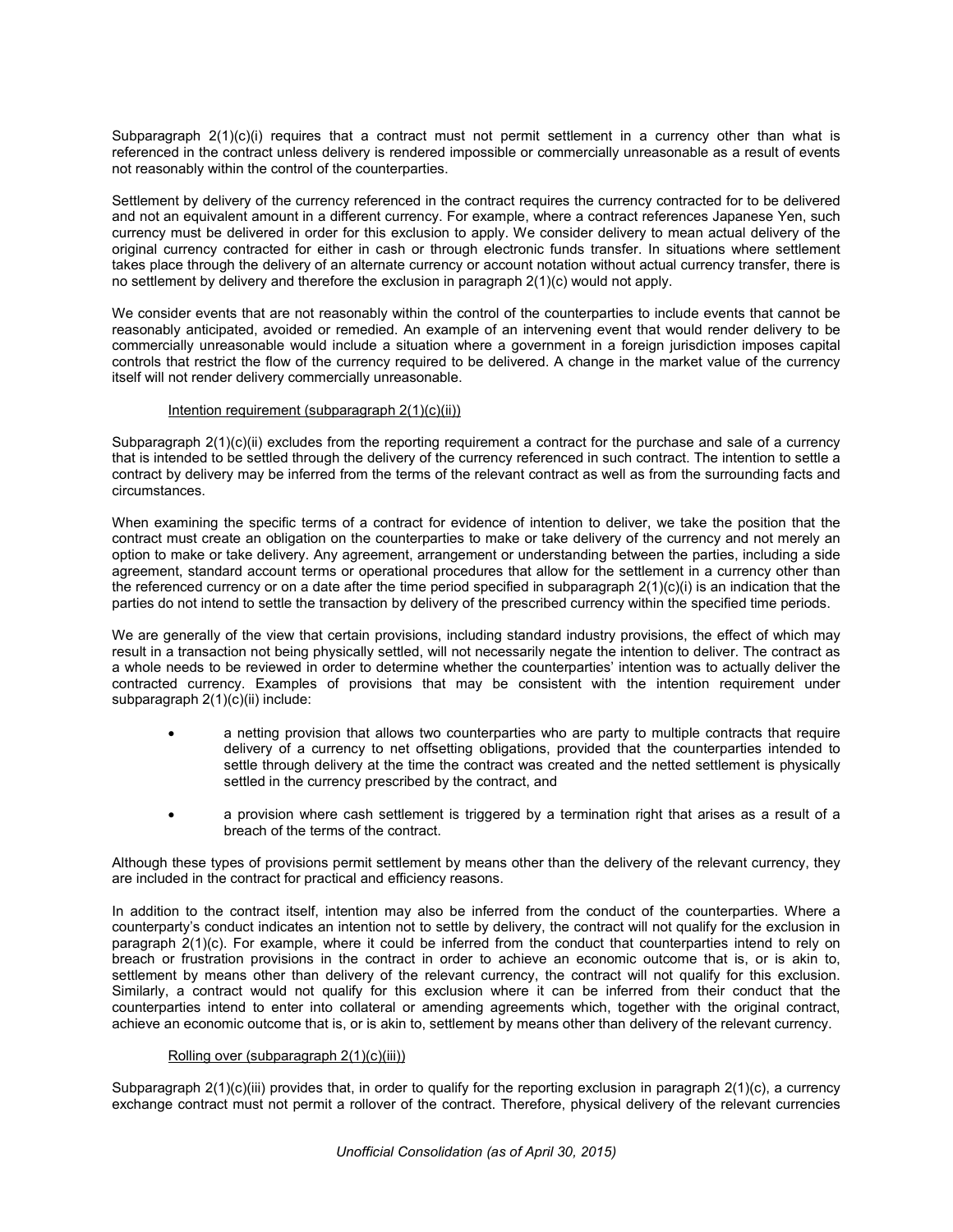Subparagraph 2(1)(c)(i) requires that a contract must not permit settlement in a currency other than what is referenced in the contract unless delivery is rendered impossible or commercially unreasonable as a result of events not reasonably within the control of the counterparties.

Settlement by delivery of the currency referenced in the contract requires the currency contracted for to be delivered and not an equivalent amount in a different currency. For example, where a contract references Japanese Yen, such currency must be delivered in order for this exclusion to apply. We consider delivery to mean actual delivery of the original currency contracted for either in cash or through electronic funds transfer. In situations where settlement takes place through the delivery of an alternate currency or account notation without actual currency transfer, there is no settlement by delivery and therefore the exclusion in paragraph 2(1)(c) would not apply.

We consider events that are not reasonably within the control of the counterparties to include events that cannot be reasonably anticipated, avoided or remedied. An example of an intervening event that would render delivery to be commercially unreasonable would include a situation where a government in a foreign jurisdiction imposes capital controls that restrict the flow of the currency required to be delivered. A change in the market value of the currency itself will not render delivery commercially unreasonable.

Intention requirement (subparagraph 2(1)(c)(ii))

Subparagraph 2(1)(c)(ii) excludes from the reporting requirement a contract for the purchase and sale of a currency that is intended to be settled through the delivery of the currency referenced in such contract. The intention to settle a contract by delivery may be inferred from the terms of the relevant contract as well as from the surrounding facts and circumstances.

When examining the specific terms of a contract for evidence of intention to deliver, we take the position that the contract must create an obligation on the counterparties to make or take delivery of the currency and not merely an option to make or take delivery. Any agreement, arrangement or understanding between the parties, including a side agreement, standard account terms or operational procedures that allow for the settlement in a currency other than the referenced currency or on a date after the time period specified in subparagraph 2(1)(c)(i) is an indication that the parties do not intend to settle the transaction by delivery of the prescribed currency within the specified time periods.

We are generally of the view that certain provisions, including standard industry provisions, the effect of which may result in a transaction not being physically settled, will not necessarily negate the intention to deliver. The contract as a whole needs to be reviewed in order to determine whether the counterparties' intention was to actually deliver the contracted currency. Examples of provisions that may be consistent with the intention requirement under subparagraph 2(1)(c)(ii) include:

- a netting provision that allows two counterparties who are party to multiple contracts that require delivery of a currency to net offsetting obligations, provided that the counterparties intended to settle through delivery at the time the contract was created and the netted settlement is physically settled in the currency prescribed by the contract, and
- a provision where cash settlement is triggered by a termination right that arises as a result of a breach of the terms of the contract.

Although these types of provisions permit settlement by means other than the delivery of the relevant currency, they are included in the contract for practical and efficiency reasons.

In addition to the contract itself, intention may also be inferred from the conduct of the counterparties. Where a counterparty's conduct indicates an intention not to settle by delivery, the contract will not qualify for the exclusion in paragraph 2(1)(c). For example, where it could be inferred from the conduct that counterparties intend to rely on breach or frustration provisions in the contract in order to achieve an economic outcome that is, or is akin to, settlement by means other than delivery of the relevant currency, the contract will not qualify for this exclusion. Similarly, a contract would not qualify for this exclusion where it can be inferred from their conduct that the counterparties intend to enter into collateral or amending agreements which, together with the original contract, achieve an economic outcome that is, or is akin to, settlement by means other than delivery of the relevant currency.

Rolling over (subparagraph 2(1)(c)(iii))

Subparagraph 2(1)(c)(iii) provides that, in order to qualify for the reporting exclusion in paragraph 2(1)(c), a currency exchange contract must not permit a rollover of the contract. Therefore, physical delivery of the relevant currencies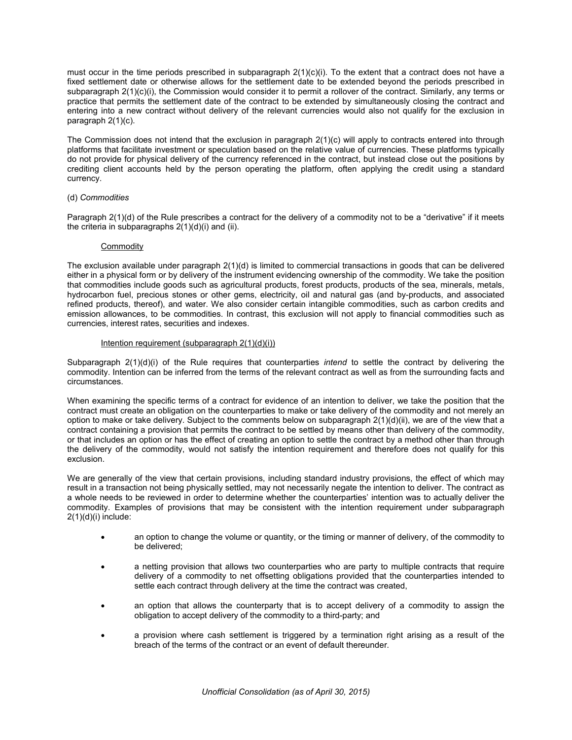must occur in the time periods prescribed in subparagraph 2(1)(c)(i). To the extent that a contract does not have a fixed settlement date or otherwise allows for the settlement date to be extended beyond the periods prescribed in subparagraph 2(1)(c)(i), the Commission would consider it to permit a rollover of the contract. Similarly, any terms or practice that permits the settlement date of the contract to be extended by simultaneously closing the contract and entering into a new contract without delivery of the relevant currencies would also not qualify for the exclusion in paragraph 2(1)(c).

The Commission does not intend that the exclusion in paragraph 2(1)(c) will apply to contracts entered into through platforms that facilitate investment or speculation based on the relative value of currencies. These platforms typically do not provide for physical delivery of the currency referenced in the contract, but instead close out the positions by crediting client accounts held by the person operating the platform, often applying the credit using a standard currency.

(d) *Commodities*

Paragraph 2(1)(d) of the Rule prescribes a contract for the delivery of a commodity not to be a "derivative" if it meets the criteria in subparagraphs 2(1)(d)(i) and (ii).

Commodity

The exclusion available under paragraph 2(1)(d) is limited to commercial transactions in goods that can be delivered either in a physical form or by delivery of the instrument evidencing ownership of the commodity. We take the position that commodities include goods such as agricultural products, forest products, products of the sea, minerals, metals, hydrocarbon fuel, precious stones or other gems, electricity, oil and natural gas (and by-products, and associated refined products, thereof), and water. We also consider certain intangible commodities, such as carbon credits and emission allowances, to be commodities. In contrast, this exclusion will not apply to financial commodities such as currencies, interest rates, securities and indexes.

Intention requirement (subparagraph 2(1)(d)(i))

Subparagraph 2(1)(d)(i) of the Rule requires that counterparties *intend* to settle the contract by delivering the commodity. Intention can be inferred from the terms of the relevant contract as well as from the surrounding facts and circumstances.

When examining the specific terms of a contract for evidence of an intention to deliver, we take the position that the contract must create an obligation on the counterparties to make or take delivery of the commodity and not merely an option to make or take delivery. Subject to the comments below on subparagraph 2(1)(d)(ii), we are of the view that a contract containing a provision that permits the contract to be settled by means other than delivery of the commodity, or that includes an option or has the effect of creating an option to settle the contract by a method other than through the delivery of the commodity, would not satisfy the intention requirement and therefore does not qualify for this exclusion.

We are generally of the view that certain provisions, including standard industry provisions, the effect of which may result in a transaction not being physically settled, may not necessarily negate the intention to deliver. The contract as a whole needs to be reviewed in order to determine whether the counterparties' intention was to actually deliver the commodity. Examples of provisions that may be consistent with the intention requirement under subparagraph 2(1)(d)(i) include:

- an option to change the volume or quantity, or the timing or manner of delivery, of the commodity to be delivered;
- a netting provision that allows two counterparties who are party to multiple contracts that require delivery of a commodity to net offsetting obligations provided that the counterparties intended to settle each contract through delivery at the time the contract was created,
- an option that allows the counterparty that is to accept delivery of a commodity to assign the obligation to accept delivery of the commodity to a third-party; and
- a provision where cash settlement is triggered by a termination right arising as a result of the breach of the terms of the contract or an event of default thereunder.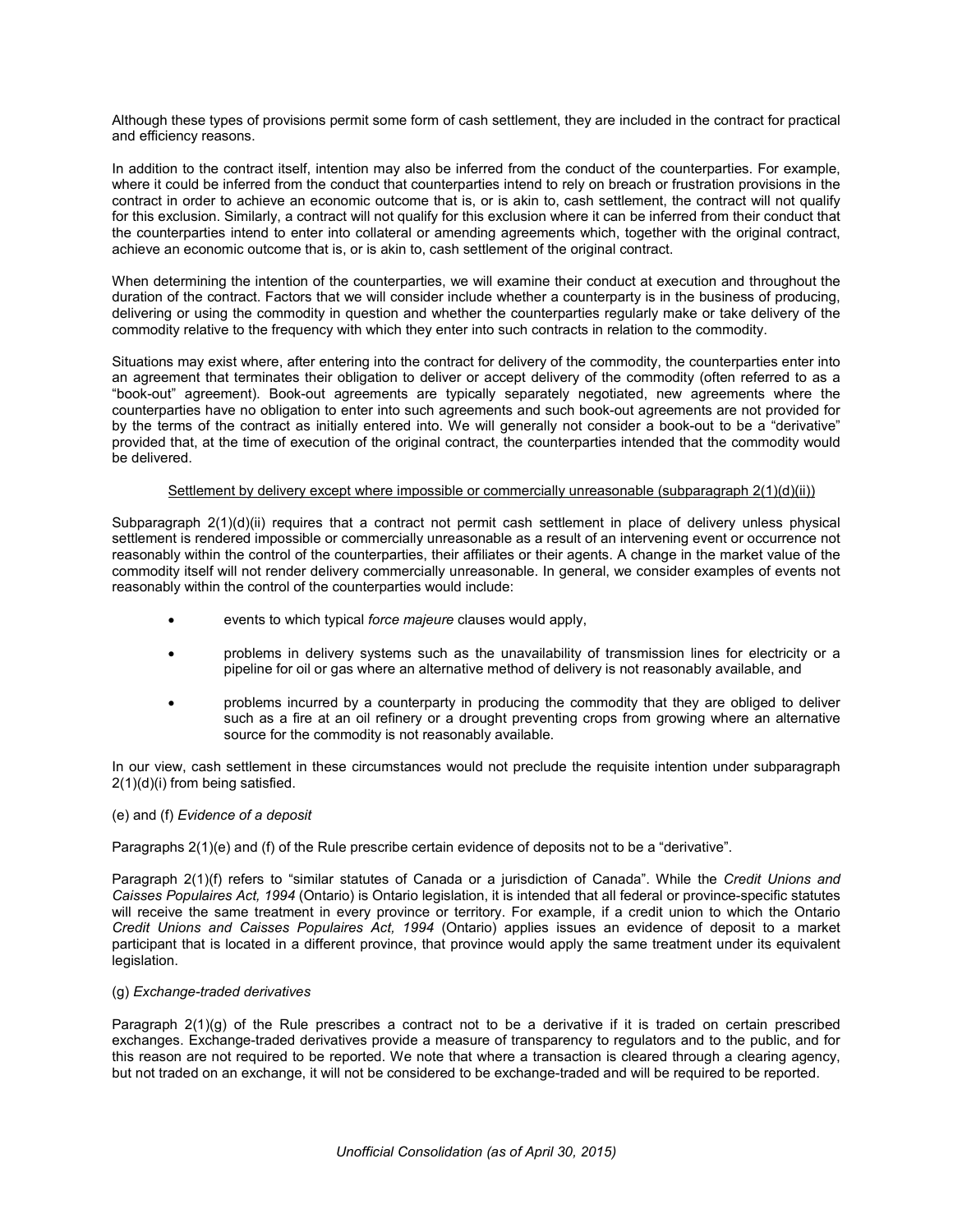Although these types of provisions permit some form of cash settlement, they are included in the contract for practical and efficiency reasons.

In addition to the contract itself, intention may also be inferred from the conduct of the counterparties. For example, where it could be inferred from the conduct that counterparties intend to rely on breach or frustration provisions in the contract in order to achieve an economic outcome that is, or is akin to, cash settlement, the contract will not qualify for this exclusion. Similarly, a contract will not qualify for this exclusion where it can be inferred from their conduct that the counterparties intend to enter into collateral or amending agreements which, together with the original contract, achieve an economic outcome that is, or is akin to, cash settlement of the original contract.

When determining the intention of the counterparties, we will examine their conduct at execution and throughout the duration of the contract. Factors that we will consider include whether a counterparty is in the business of producing, delivering or using the commodity in question and whether the counterparties regularly make or take delivery of the commodity relative to the frequency with which they enter into such contracts in relation to the commodity.

Situations may exist where, after entering into the contract for delivery of the commodity, the counterparties enter into an agreement that terminates their obligation to deliver or accept delivery of the commodity (often referred to as a "book-out" agreement). Book-out agreements are typically separately negotiated, new agreements where the counterparties have no obligation to enter into such agreements and such book-out agreements are not provided for by the terms of the contract as initially entered into. We will generally not consider a book-out to be a "derivative" provided that, at the time of execution of the original contract, the counterparties intended that the commodity would be delivered.

<u>Settlement by delivery except where impossible or commercially unreasonable (subparagraph 2(1)(d)(ii))</u>

Subparagraph 2(1)(d)(ii) requires that a contract not permit cash settlement in place of delivery unless physical settlement is rendered impossible or commercially unreasonable as a result of an intervening event or occurrence not reasonably within the control of the counterparties, their affiliates or their agents. A change in the market value of the commodity itself will not render delivery commercially unreasonable. In general, we consider examples of events not reasonably within the control of the counterparties would include:

- events to which typical *force majeure* clauses would apply,
- problems in delivery systems such as the unavailability of transmission lines for electricity or a pipeline for oil or gas where an alternative method of delivery is not reasonably available, and
- problems incurred by a counterparty in producing the commodity that they are obliged to deliver such as a fire at an oil refinery or a drought preventing crops from growing where an alternative source for the commodity is not reasonably available.

In our view, cash settlement in these circumstances would not preclude the requisite intention under subparagraph 2(1)(d)(i) from being satisfied.

(e) and (f) *Evidence of a deposit*

Paragraphs 2(1)(e) and (f) of the Rule prescribe certain evidence of deposits not to be a "derivative".

Paragraph 2(1)(f) refers to "similar statutes of Canada or a jurisdiction of Canada". While the *Credit Unions and Caisses Populaires Act, 1994* (Ontario) is Ontario legislation, it is intended that all federal or province-specific statutes will receive the same treatment in every province or territory. For example, if a credit union to which the Ontario *Credit Unions and Caisses Populaires Act, 1994* (Ontario) applies issues an evidence of deposit to a market participant that is located in a different province, that province would apply the same treatment under its equivalent legislation.

(g) *Exchange-traded derivatives*

Paragraph 2(1)(g) of the Rule prescribes a contract not to be a derivative if it is traded on certain prescribed exchanges. Exchange-traded derivatives provide a measure of transparency to regulators and to the public, and for this reason are not required to be reported. We note that where a transaction is cleared through a clearing agency, but not traded on an exchange, it will not be considered to be exchange-traded and will be required to be reported.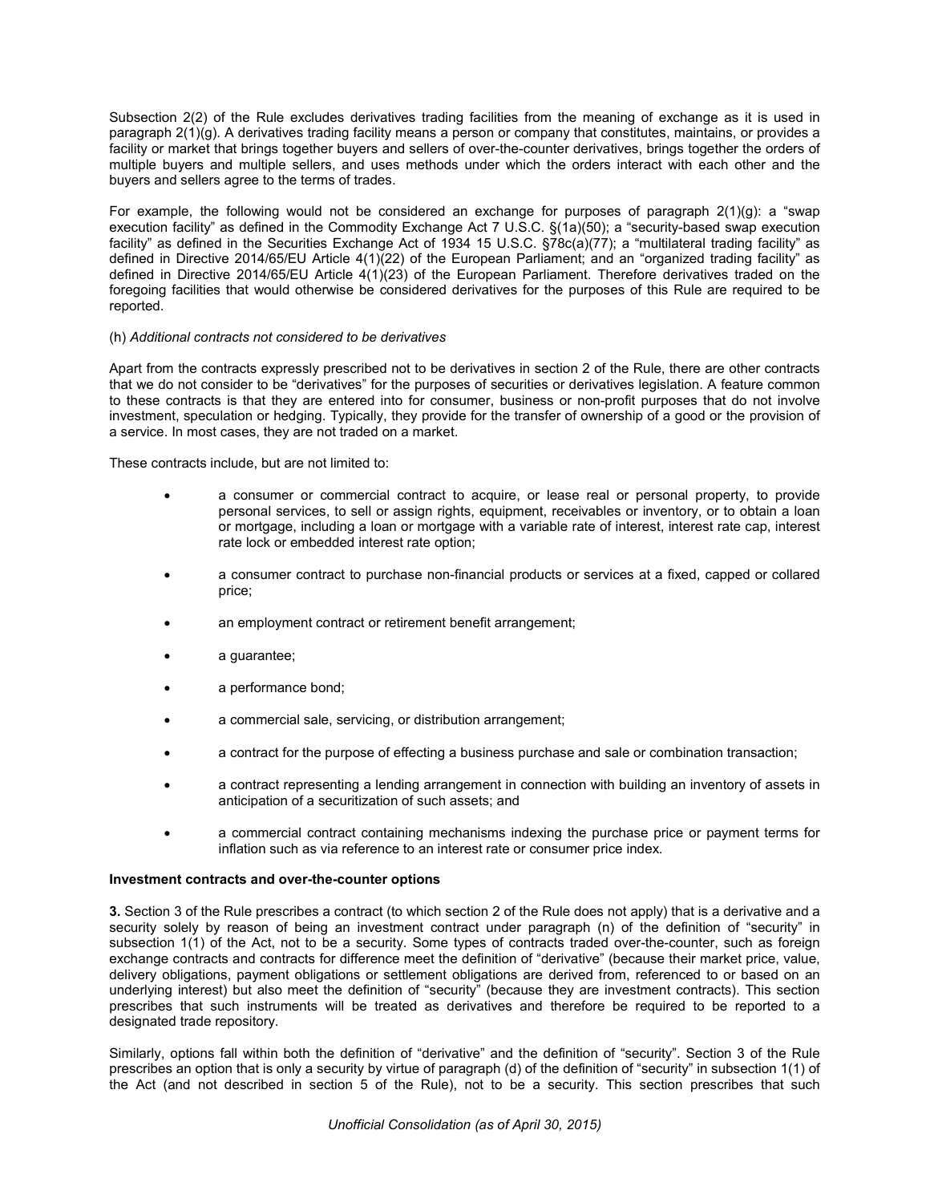Subsection 2(2) of the Rule excludes derivatives trading facilities from the meaning of exchange as it is used in paragraph 2(1)(g). A derivatives trading facility means a person or company that constitutes, maintains, or provides a facility or market that brings together buyers and sellers of over-the-counter derivatives, brings together the orders of multiple buyers and multiple sellers, and uses methods under which the orders interact with each other and the buyers and sellers agree to the terms of trades.

For example, the following would not be considered an exchange for purposes of paragraph 2(1)(g): a "swap execution facility" as defined in the Commodity Exchange Act 7 U.S.C. §(1a)(50); a "security-based swap execution facility" as defined in the Securities Exchange Act of 1934 15 U.S.C. §78c(a)(77); a "multilateral trading facility" as defined in Directive 2014/65/EU Article 4(1)(22) of the European Parliament; and an "organized trading facility" as defined in Directive 2014/65/EU Article 4(1)(23) of the European Parliament. Therefore derivatives traded on the foregoing facilities that would otherwise be considered derivatives for the purposes of this Rule are required to be reported.

(h) *Additional contracts not considered to be derivatives*

Apart from the contracts expressly prescribed not to be derivatives in section 2 of the Rule, there are other contracts that we do not consider to be "derivatives" for the purposes of securities or derivatives legislation. A feature common to these contracts is that they are entered into for consumer, business or non-profit purposes that do not involve investment, speculation or hedging. Typically, they provide for the transfer of ownership of a good or the provision of a service. In most cases, they are not traded on a market.

These contracts include, but are not limited to:

- a consumer or commercial contract to acquire, or lease real or personal property, to provide personal services, to sell or assign rights, equipment, receivables or inventory, or to obtain a loan or mortgage, including a loan or mortgage with a variable rate of interest, interest rate cap, interest rate lock or embedded interest rate option;
- a consumer contract to purchase non-financial products or services at a fixed, capped or collared price;
- an employment contract or retirement benefit arrangement;
- a guarantee;
- a performance bond;
- a commercial sale, servicing, or distribution arrangement;
- a contract for the purpose of effecting a business purchase and sale or combination transaction;
- a contract representing a lending arrangement in connection with building an inventory of assets in anticipation of a securitization of such assets; and
- a commercial contract containing mechanisms indexing the purchase price or payment terms for inflation such as via reference to an interest rate or consumer price index.

**Investment contracts and over-the-counter options**

**3.** Section 3 of the Rule prescribes a contract (to which section 2 of the Rule does not apply) that is a derivative and a security solely by reason of being an investment contract under paragraph (n) of the definition of "security" in subsection 1(1) of the Act, not to be a security. Some types of contracts traded over-the-counter, such as foreign exchange contracts and contracts for difference meet the definition of "derivative" (because their market price, value, delivery obligations, payment obligations or settlement obligations are derived from, referenced to or based on an underlying interest) but also meet the definition of "security" (because they are investment contracts). This section prescribes that such instruments will be treated as derivatives and therefore be required to be reported to a designated trade repository.

Similarly, options fall within both the definition of "derivative" and the definition of "security". Section 3 of the Rule prescribes an option that is only a security by virtue of paragraph (d) of the definition of "security" in subsection 1(1) of the Act (and not described in section 5 of the Rule), not to be a security. This section prescribes that such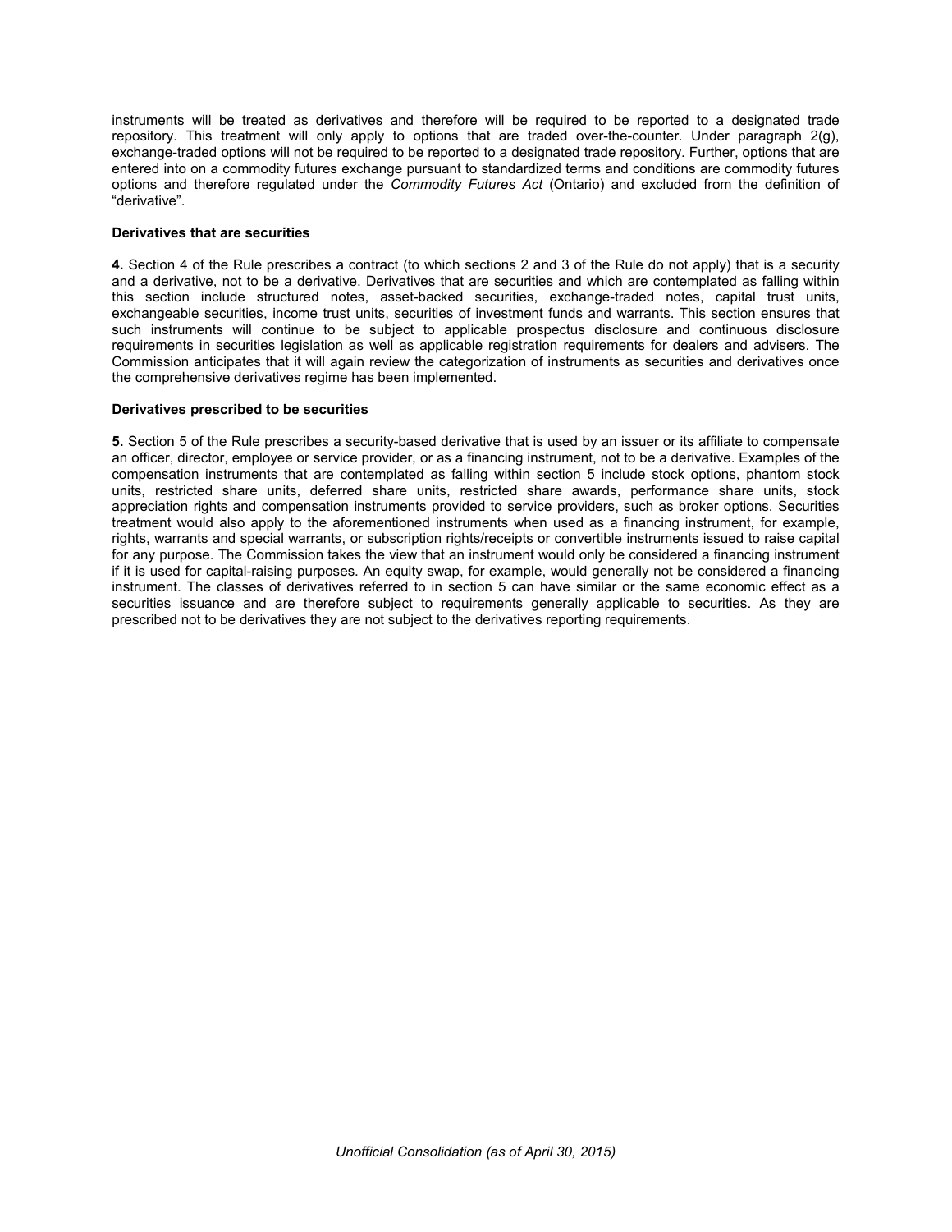instruments will be treated as derivatives and therefore will be required to be reported to a designated trade repository. This treatment will only apply to options that are traded over-the-counter. Under paragraph 2(g), exchange-traded options will not be required to be reported to a designated trade repository. Further, options that are entered into on a commodity futures exchange pursuant to standardized terms and conditions are commodity futures options and therefore regulated under the *Commodity Futures Act* (Ontario) and excluded from the definition of "derivative".

**Derivatives that are securities**

**4.** Section 4 of the Rule prescribes a contract (to which sections 2 and 3 of the Rule do not apply) that is a security and a derivative, not to be a derivative. Derivatives that are securities and which are contemplated as falling within this section include structured notes, asset-backed securities, exchange-traded notes, capital trust units, exchangeable securities, income trust units, securities of investment funds and warrants. This section ensures that such instruments will continue to be subject to applicable prospectus disclosure and continuous disclosure requirements in securities legislation as well as applicable registration requirements for dealers and advisers. The Commission anticipates that it will again review the categorization of instruments as securities and derivatives once the comprehensive derivatives regime has been implemented.

**Derivatives prescribed to be securities**

**5.** Section 5 of the Rule prescribes a security-based derivative that is used by an issuer or its affiliate to compensate an officer, director, employee or service provider, or as a financing instrument, not to be a derivative. Examples of the compensation instruments that are contemplated as falling within section 5 include stock options, phantom stock units, restricted share units, deferred share units, restricted share awards, performance share units, stock appreciation rights and compensation instruments provided to service providers, such as broker options. Securities treatment would also apply to the aforementioned instruments when used as a financing instrument, for example, rights, warrants and special warrants, or subscription rights/receipts or convertible instruments issued to raise capital for any purpose. The Commission takes the view that an instrument would only be considered a financing instrument if it is used for capital-raising purposes. An equity swap, for example, would generally not be considered a financing instrument. The classes of derivatives referred to in section 5 can have similar or the same economic effect as a securities issuance and are therefore subject to requirements generally applicable to securities. As they are prescribed not to be derivatives they are not subject to the derivatives reporting requirements.